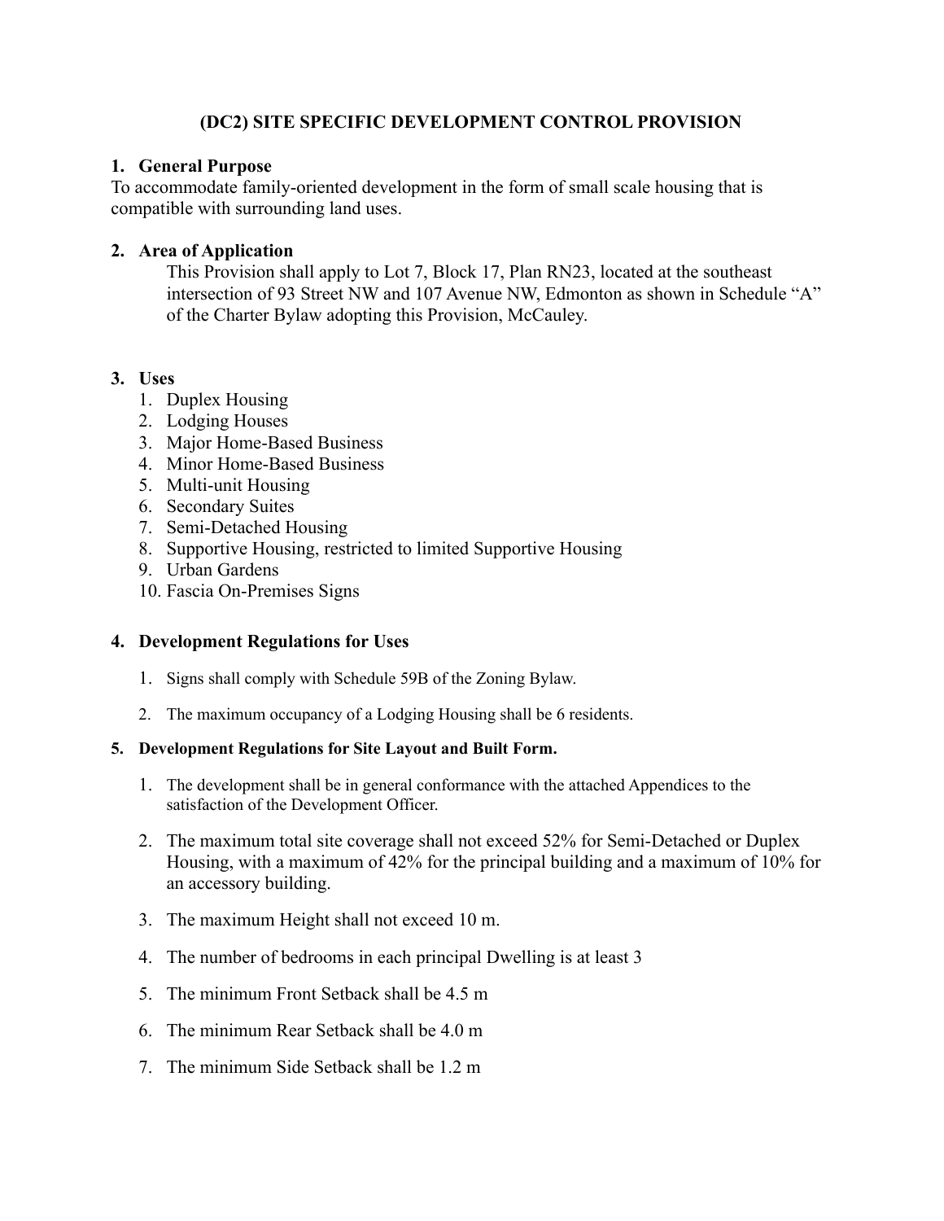# (DC2) SITE SPECIFIC DEVELOPMENT CONTROL PROVISION

## 1. General Purpose

To accommodate family-oriented development in the form of small scale housing that is compatible with surrounding land uses.

## 2. Area of Application

This Provision shall apply to Lot 7, Block 17, Plan RN23, located at the southeast intersection of 93 Street NW and 107 Avenue NW, Edmonton as shown in Schedule "A" of the Charter Bylaw adopting this Provision, McCauley.

## 3. Uses

1. Duplex Housing
2. Lodging Houses
3. Major Home-Based Business
4. Minor Home-Based Business
5. Multi-unit Housing
6. Secondary Suites
7. Semi-Detached Housing
8. Supportive Housing, restricted to limited Supportive Housing
9. Urban Gardens
10. Fascia On-Premises Signs

## 4. Development Regulations for Uses

1. Signs shall comply with Schedule 59B of the Zoning Bylaw.
2. The maximum occupancy of a Lodging Housing shall be 6 residents.

## 5. Development Regulations for Site Layout and Built Form.

1. The development shall be in general conformance with the attached Appendices to the satisfaction of the Development Officer.
2. The maximum total site coverage shall not exceed 52% for Semi-Detached or Duplex Housing, with a maximum of 42% for the principal building and a maximum of 10% for an accessory building.
3. The maximum Height shall not exceed 10 m.
4. The number of bedrooms in each principal Dwelling is at least 3
5. The minimum Front Setback shall be 4.5 m
6. The minimum Rear Setback shall be 4.0 m
7. The minimum Side Setback shall be 1.2 m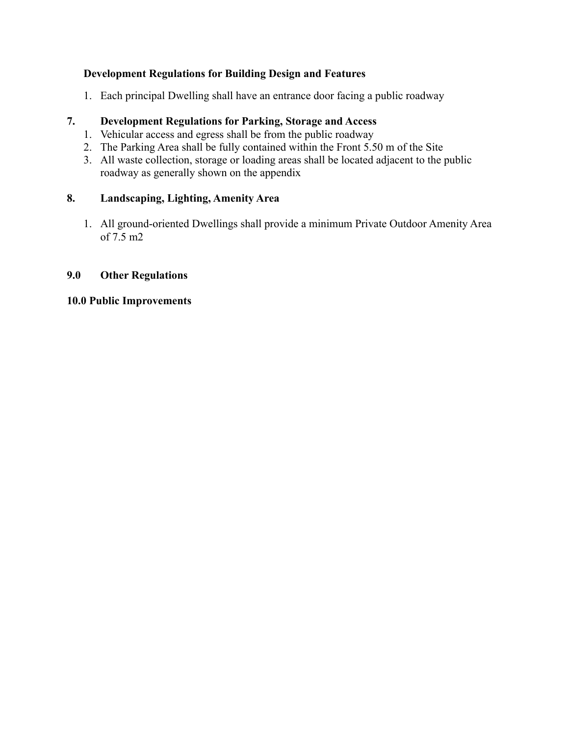### Development Regulations for Building Design and Features

1. Each principal Dwelling shall have an entrance door facing a public roadway

## 7. Development Regulations for Parking, Storage and Access

1. Vehicular access and egress shall be from the public roadway
2. The Parking Area shall be fully contained within the Front 5.50 m of the Site
3. All waste collection, storage or loading areas shall be located adjacent to the public roadway as generally shown on the appendix

## 8. Landscaping, Lighting, Amenity Area

1. All ground-oriented Dwellings shall provide a minimum Private Outdoor Amenity Area of 7.5 m2

## 9.0 Other Regulations

## 10.0 Public Improvements